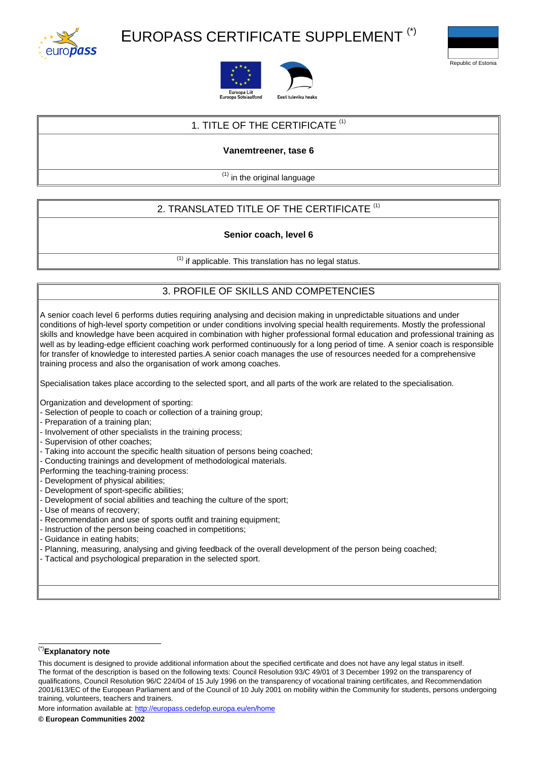# EUROPASS CERTIFICATE SUPPLEMENT [(*)]

Republic of Estonia

Euroopa Liit
Euroopa Sotsiaalfond

Eesti tuleviku heaks

## 1. TITLE OF THE CERTIFICATE [(1)]

**Vanemtreener, tase 6**

[(1)] in the original language

## 2. TRANSLATED TITLE OF THE CERTIFICATE [(1)]

**Senior coach, level 6**

[(1)] if applicable. This translation has no legal status.

## 3. PROFILE OF SKILLS AND COMPETENCIES

A senior coach level 6 performs duties requiring analysing and decision making in unpredictable situations and under conditions of high-level sporty competition or under conditions involving special health requirements. Mostly the professional skills and knowledge have been acquired in combination with higher professional formal education and professional training as well as by leading-edge efficient coaching work performed continuously for a long period of time. A senior coach is responsible for transfer of knowledge to interested parties.A senior coach manages the use of resources needed for a comprehensive training process and also the organisation of work among coaches.

Specialisation takes place according to the selected sport, and all parts of the work are related to the specialisation.

Organization and development of sporting:
- Selection of people to coach or collection of a training group;
- Preparation of a training plan;
- Involvement of other specialists in the training process;
- Supervision of other coaches;
- Taking into account the specific health situation of persons being coached;
- Conducting trainings and development of methodological materials.

Performing the teaching-training process:
- Development of physical abilities;
- Development of sport-specific abilities;
- Development of social abilities and teaching the culture of the sport;
- Use of means of recovery;
- Recommendation and use of sports outfit and training equipment;
- Instruction of the person being coached in competitions;
- Guidance in eating habits;
- Planning, measuring, analysing and giving feedback of the overall development of the person being coached;
- Tactical and psychological preparation in the selected sport.

---

[(*)]**Explanatory note**

This document is designed to provide additional information about the specified certificate and does not have any legal status in itself. The format of the description is based on the following texts: Council Resolution 93/C 49/01 of 3 December 1992 on the transparency of qualifications, Council Resolution 96/C 224/04 of 15 July 1996 on the transparency of vocational training certificates, and Recommendation 2001/613/EC of the European Parliament and of the Council of 10 July 2001 on mobility within the Community for students, persons undergoing training, volunteers, teachers and trainers.

More information available at: http://europass.cedefop.europa.eu/en/home

**© European Communities 2002**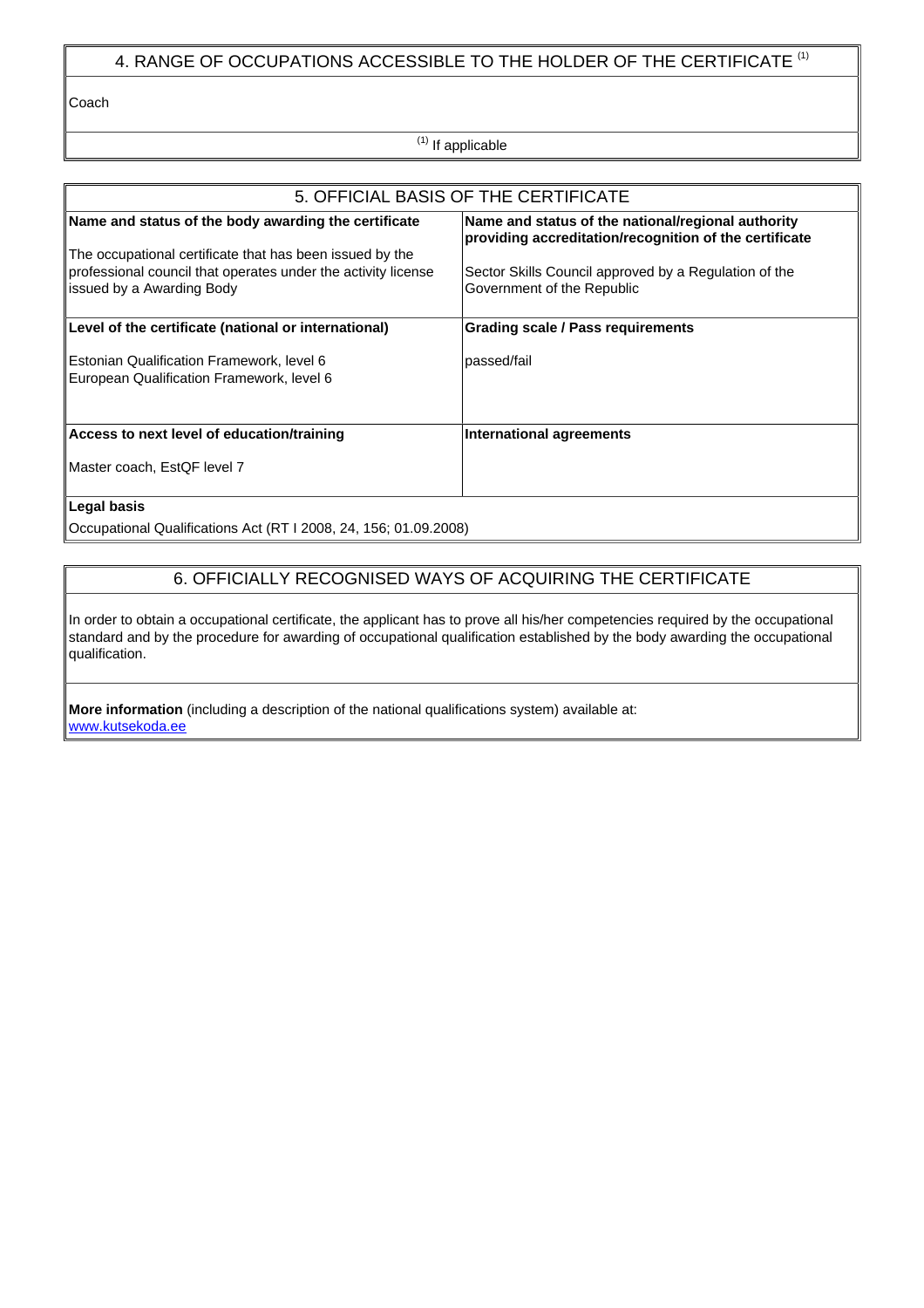## 4. RANGE OF OCCUPATIONS ACCESSIBLE TO THE HOLDER OF THE CERTIFICATE [1]

Coach

[1] If applicable

## 5. OFFICIAL BASIS OF THE CERTIFICATE

| | |
|---|---|
| **Name and status of the body awarding the certificate**<br><br>The occupational certificate that has been issued by the professional council that operates under the activity license issued by a Awarding Body | **Name and status of the national/regional authority providing accreditation/recognition of the certificate**<br><br>Sector Skills Council approved by a Regulation of the Government of the Republic |
| **Level of the certificate (national or international)**<br><br>Estonian Qualification Framework, level 6<br>European Qualification Framework, level 6 | **Grading scale / Pass requirements**<br><br>passed/fail |
| **Access to next level of education/training**<br><br>Master coach, EstQF level 7 | **International agreements** |

**Legal basis**

Occupational Qualifications Act (RT I 2008, 24, 156; 01.09.2008)

## 6. OFFICIALLY RECOGNISED WAYS OF ACQUIRING THE CERTIFICATE

In order to obtain a occupational certificate, the applicant has to prove all his/her competencies required by the occupational standard and by the procedure for awarding of occupational qualification established by the body awarding the occupational qualification.

**More information** (including a description of the national qualifications system) available at:
www.kutsekoda.ee